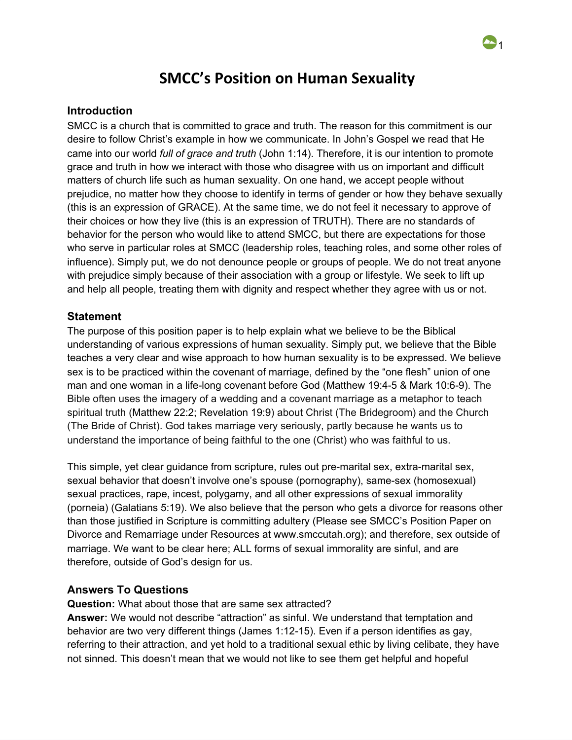# SMCC's Position on Human Sexuality

## Introduction

SMCC is a church that is committed to grace and truth. The reason for this commitment is our desire to follow Christ's example in how we communicate. In John's Gospel we read that He came into our world *full of grace and truth* (John 1:14). Therefore, it is our intention to promote grace and truth in how we interact with those who disagree with us on important and difficult matters of church life such as human sexuality. On one hand, we accept people without prejudice, no matter how they choose to identify in terms of gender or how they behave sexually (this is an expression of GRACE). At the same time, we do not feel it necessary to approve of their choices or how they live (this is an expression of TRUTH). There are no standards of behavior for the person who would like to attend SMCC, but there are expectations for those who serve in particular roles at SMCC (leadership roles, teaching roles, and some other roles of influence). Simply put, we do not denounce people or groups of people. We do not treat anyone with prejudice simply because of their association with a group or lifestyle. We seek to lift up and help all people, treating them with dignity and respect whether they agree with us or not.

## Statement

The purpose of this position paper is to help explain what we believe to be the Biblical understanding of various expressions of human sexuality. Simply put, we believe that the Bible teaches a very clear and wise approach to how human sexuality is to be expressed. We believe sex is to be practiced within the covenant of marriage, defined by the "one flesh" union of one man and one woman in a life-long covenant before God (Matthew 19:4-5 & Mark 10:6-9). The Bible often uses the imagery of a wedding and a covenant marriage as a metaphor to teach spiritual truth (Matthew 22:2; Revelation 19:9) about Christ (The Bridegroom) and the Church (The Bride of Christ). God takes marriage very seriously, partly because he wants us to understand the importance of being faithful to the one (Christ) who was faithful to us.

This simple, yet clear guidance from scripture, rules out pre-marital sex, extra-marital sex, sexual behavior that doesn't involve one's spouse (pornography), same-sex (homosexual) sexual practices, rape, incest, polygamy, and all other expressions of sexual immorality (porneia) (Galatians 5:19). We also believe that the person who gets a divorce for reasons other than those justified in Scripture is committing adultery (Please see SMCC's Position Paper on Divorce and Remarriage under Resources at www.smccutah.org); and therefore, sex outside of marriage. We want to be clear here; ALL forms of sexual immorality are sinful, and are therefore, outside of God's design for us.

## Answers To Questions

**Question:** What about those that are same sex attracted?

**Answer:** We would not describe "attraction" as sinful. We understand that temptation and behavior are two very different things (James 1:12-15). Even if a person identifies as gay, referring to their attraction, and yet hold to a traditional sexual ethic by living celibate, they have not sinned. This doesn't mean that we would not like to see them get helpful and hopeful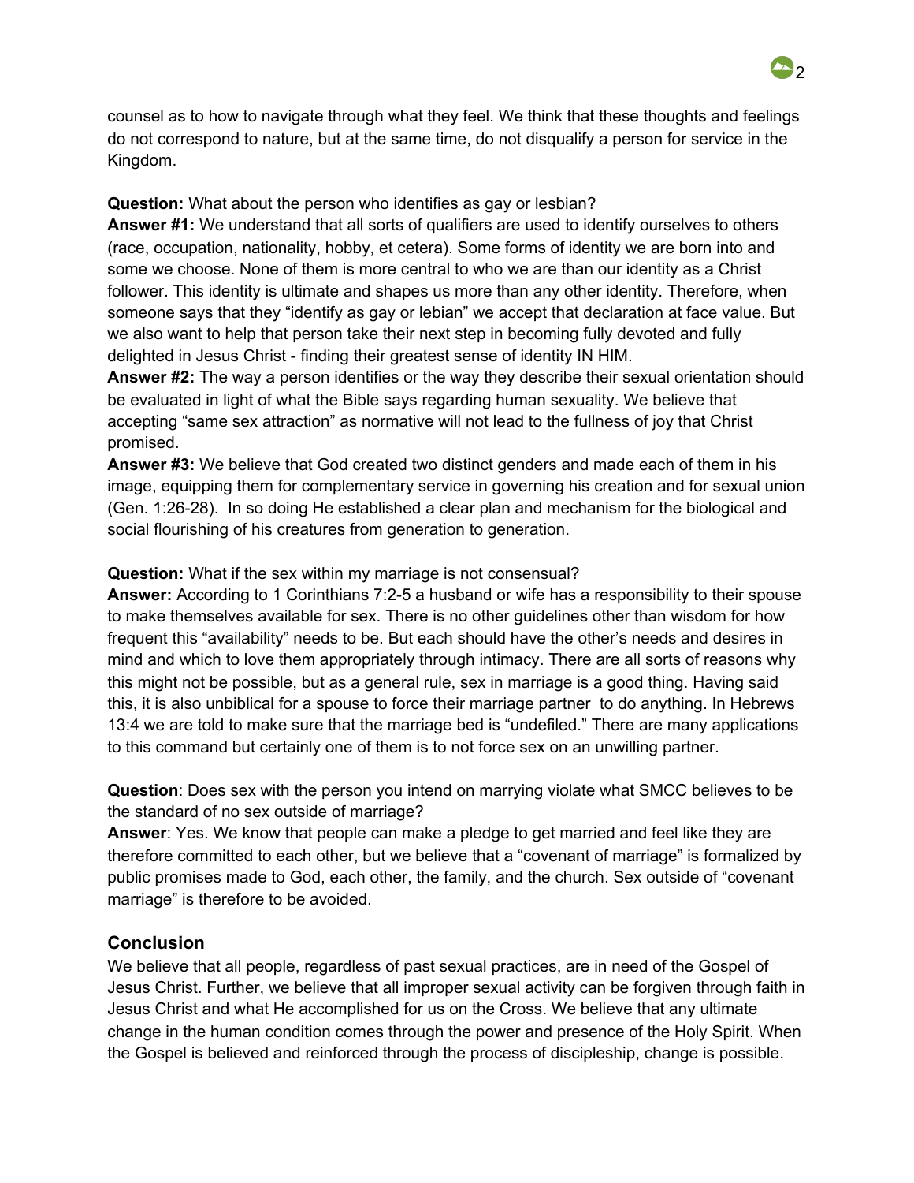counsel as to how to navigate through what they feel. We think that these thoughts and feelings do not correspond to nature, but at the same time, do not disqualify a person for service in the Kingdom.

**Question:** What about the person who identifies as gay or lesbian?
**Answer #1:** We understand that all sorts of qualifiers are used to identify ourselves to others (race, occupation, nationality, hobby, et cetera). Some forms of identity we are born into and some we choose. None of them is more central to who we are than our identity as a Christ follower. This identity is ultimate and shapes us more than any other identity. Therefore, when someone says that they "identify as gay or lebian" we accept that declaration at face value. But we also want to help that person take their next step in becoming fully devoted and fully delighted in Jesus Christ - finding their greatest sense of identity IN HIM.
**Answer #2:** The way a person identifies or the way they describe their sexual orientation should be evaluated in light of what the Bible says regarding human sexuality. We believe that accepting "same sex attraction" as normative will not lead to the fullness of joy that Christ promised.
**Answer #3:** We believe that God created two distinct genders and made each of them in his image, equipping them for complementary service in governing his creation and for sexual union (Gen. 1:26-28). In so doing He established a clear plan and mechanism for the biological and social flourishing of his creatures from generation to generation.

**Question:** What if the sex within my marriage is not consensual?
**Answer:** According to 1 Corinthians 7:2-5 a husband or wife has a responsibility to their spouse to make themselves available for sex. There is no other guidelines other than wisdom for how frequent this "availability" needs to be. But each should have the other's needs and desires in mind and which to love them appropriately through intimacy. There are all sorts of reasons why this might not be possible, but as a general rule, sex in marriage is a good thing. Having said this, it is also unbiblical for a spouse to force their marriage partner to do anything. In Hebrews 13:4 we are told to make sure that the marriage bed is "undefiled." There are many applications to this command but certainly one of them is to not force sex on an unwilling partner.

**Question**: Does sex with the person you intend on marrying violate what SMCC believes to be the standard of no sex outside of marriage?
**Answer**: Yes. We know that people can make a pledge to get married and feel like they are therefore committed to each other, but we believe that a "covenant of marriage" is formalized by public promises made to God, each other, the family, and the church. Sex outside of "covenant marriage" is therefore to be avoided.

## Conclusion

We believe that all people, regardless of past sexual practices, are in need of the Gospel of Jesus Christ. Further, we believe that all improper sexual activity can be forgiven through faith in Jesus Christ and what He accomplished for us on the Cross. We believe that any ultimate change in the human condition comes through the power and presence of the Holy Spirit. When the Gospel is believed and reinforced through the process of discipleship, change is possible.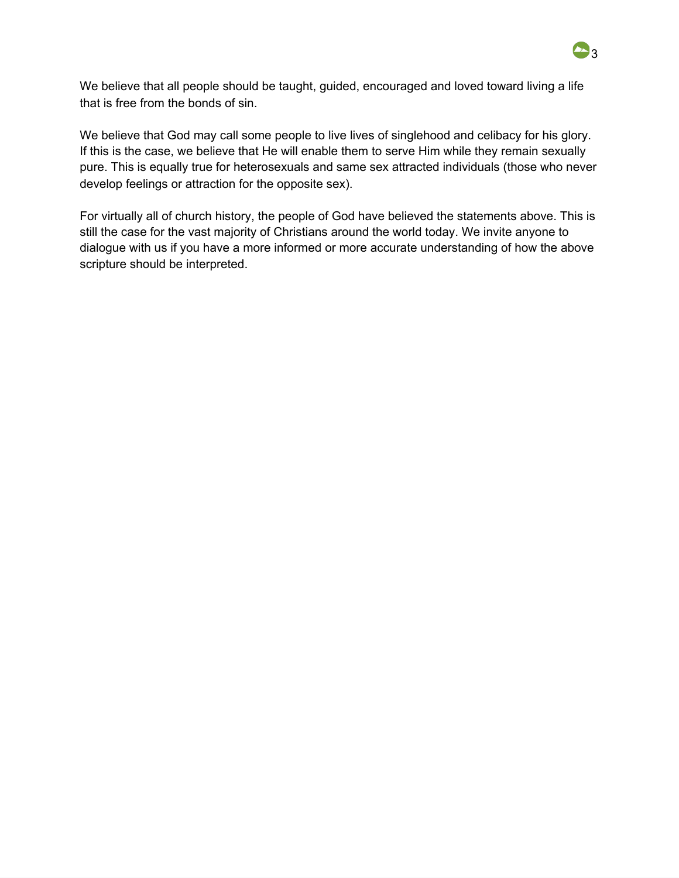We believe that all people should be taught, guided, encouraged and loved toward living a life that is free from the bonds of sin.

We believe that God may call some people to live lives of singlehood and celibacy for his glory. If this is the case, we believe that He will enable them to serve Him while they remain sexually pure. This is equally true for heterosexuals and same sex attracted individuals (those who never develop feelings or attraction for the opposite sex).

For virtually all of church history, the people of God have believed the statements above. This is still the case for the vast majority of Christians around the world today. We invite anyone to dialogue with us if you have a more informed or more accurate understanding of how the above scripture should be interpreted.